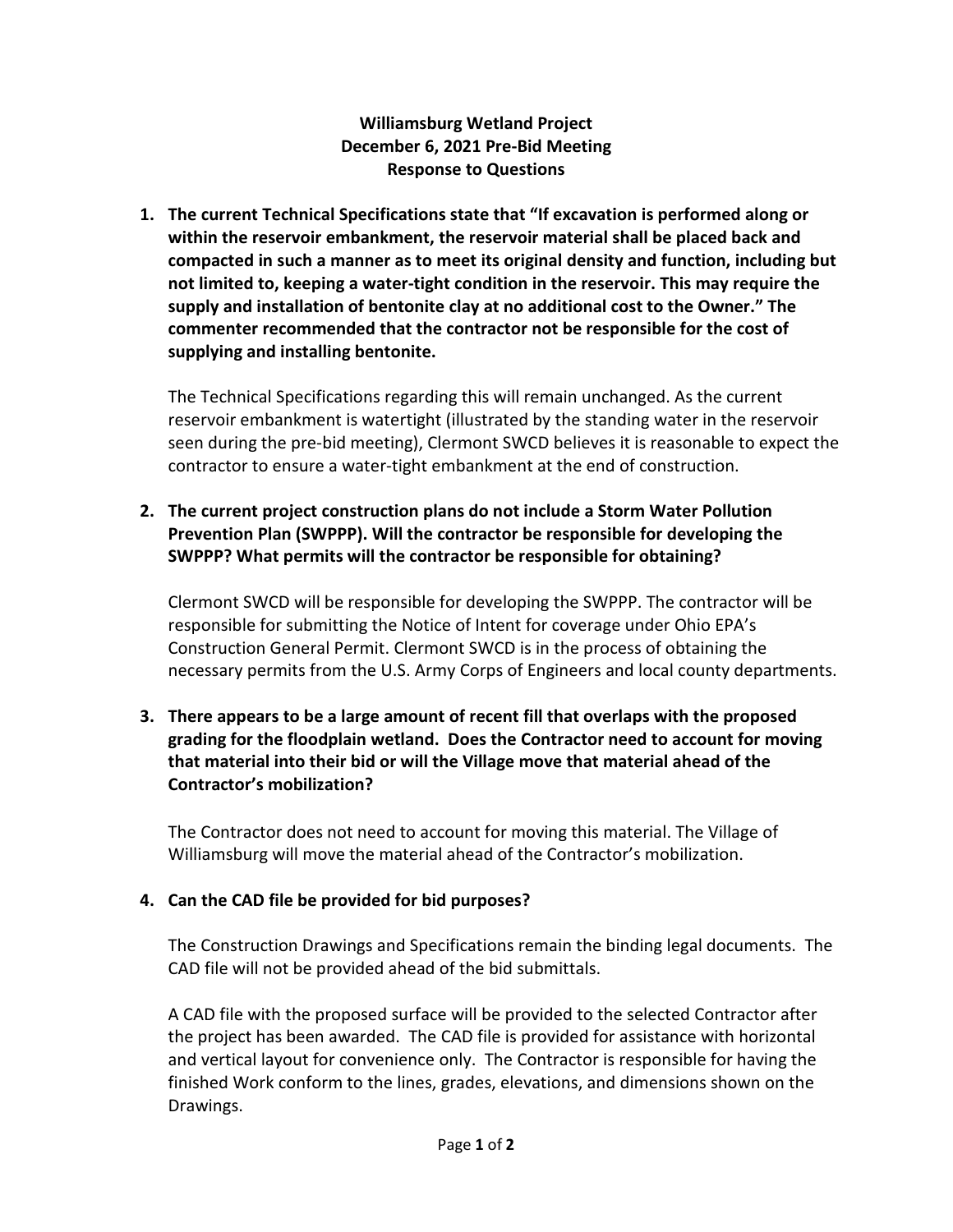**Williamsburg Wetland Project**
**December 6, 2021 Pre-Bid Meeting**
**Response to Questions**

1. **The current Technical Specifications state that "If excavation is performed along or within the reservoir embankment, the reservoir material shall be placed back and compacted in such a manner as to meet its original density and function, including but not limited to, keeping a water-tight condition in the reservoir. This may require the supply and installation of bentonite clay at no additional cost to the Owner." The commenter recommended that the contractor not be responsible for the cost of supplying and installing bentonite.**

   The Technical Specifications regarding this will remain unchanged. As the current reservoir embankment is watertight (illustrated by the standing water in the reservoir seen during the pre-bid meeting), Clermont SWCD believes it is reasonable to expect the contractor to ensure a water-tight embankment at the end of construction.

2. **The current project construction plans do not include a Storm Water Pollution Prevention Plan (SWPPP). Will the contractor be responsible for developing the SWPPP? What permits will the contractor be responsible for obtaining?**

   Clermont SWCD will be responsible for developing the SWPPP. The contractor will be responsible for submitting the Notice of Intent for coverage under Ohio EPA's Construction General Permit. Clermont SWCD is in the process of obtaining the necessary permits from the U.S. Army Corps of Engineers and local county departments.

3. **There appears to be a large amount of recent fill that overlaps with the proposed grading for the floodplain wetland. Does the Contractor need to account for moving that material into their bid or will the Village move that material ahead of the Contractor's mobilization?**

   The Contractor does not need to account for moving this material. The Village of Williamsburg will move the material ahead of the Contractor's mobilization.

4. **Can the CAD file be provided for bid purposes?**

   The Construction Drawings and Specifications remain the binding legal documents. The CAD file will not be provided ahead of the bid submittals.

   A CAD file with the proposed surface will be provided to the selected Contractor after the project has been awarded. The CAD file is provided for assistance with horizontal and vertical layout for convenience only. The Contractor is responsible for having the finished Work conform to the lines, grades, elevations, and dimensions shown on the Drawings.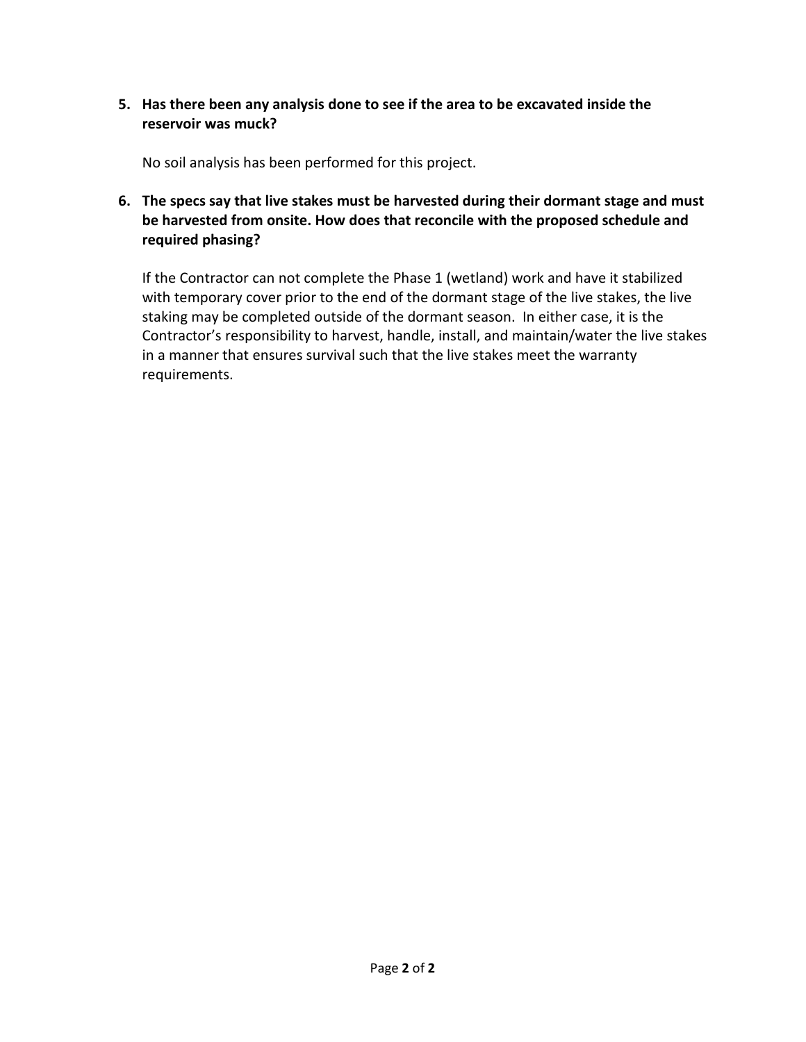5. **Has there been any analysis done to see if the area to be excavated inside the reservoir was muck?**

   No soil analysis has been performed for this project.

6. **The specs say that live stakes must be harvested during their dormant stage and must be harvested from onsite. How does that reconcile with the proposed schedule and required phasing?**

   If the Contractor can not complete the Phase 1 (wetland) work and have it stabilized with temporary cover prior to the end of the dormant stage of the live stakes, the live staking may be completed outside of the dormant season. In either case, it is the Contractor's responsibility to harvest, handle, install, and maintain/water the live stakes in a manner that ensures survival such that the live stakes meet the warranty requirements.